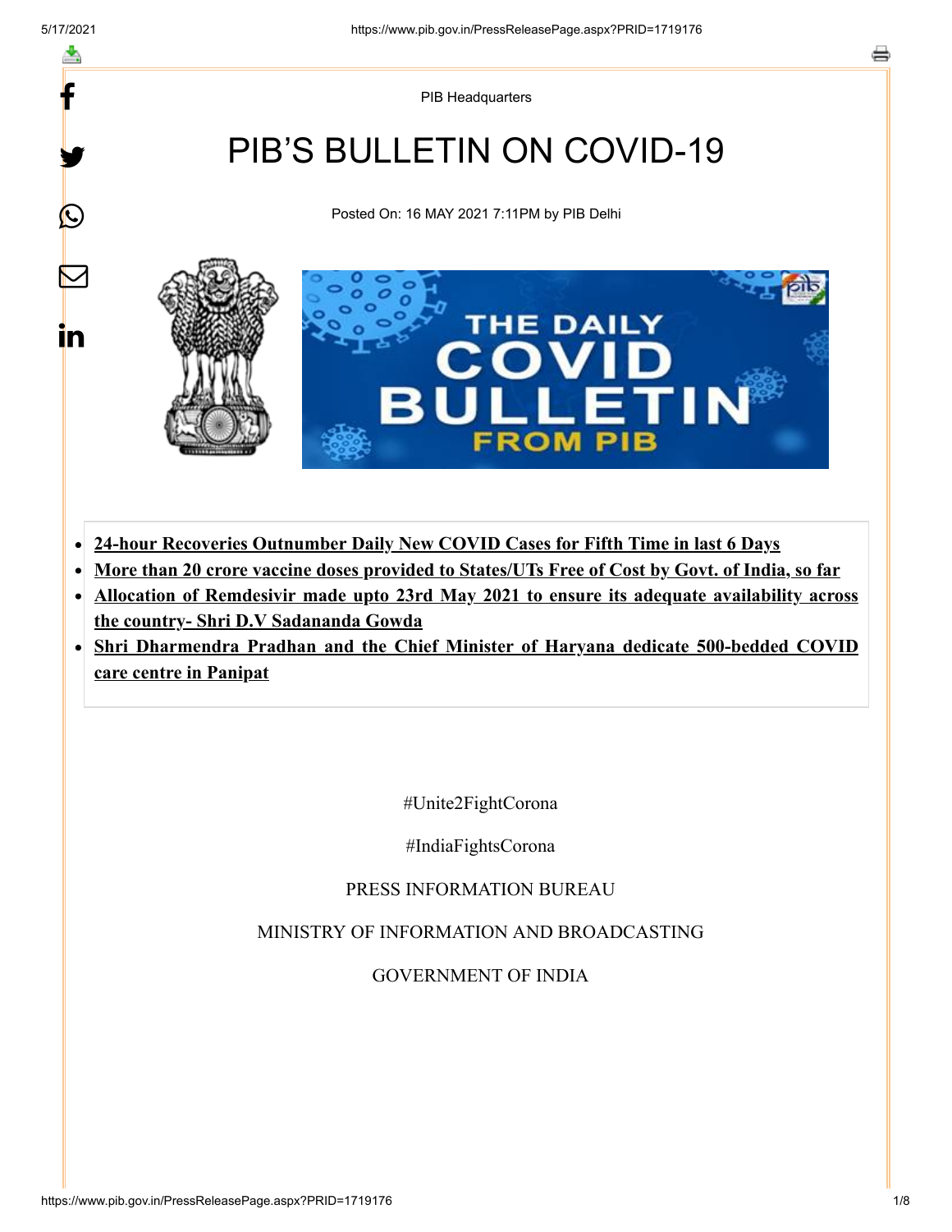PIB Headquarters

# PIB'S BULLETIN ON COVID-19

Posted On: 16 MAY 2021 7:11PM by PIB Delhi

- **24-hour Recoveries Outnumber Daily New COVID Cases for Fifth Time in last 6 Days**
- **More than 20 crore vaccine doses provided to States/UTs Free of Cost by Govt. of India, so far**
- **Allocation of Remdesivir made upto 23rd May 2021 to ensure its adequate availability across the country- Shri D.V Sadananda Gowda**
- **Shri Dharmendra Pradhan and the Chief Minister of Haryana dedicate 500-bedded COVID care centre in Panipat**

#Unite2FightCorona

#IndiaFightsCorona

PRESS INFORMATION BUREAU

MINISTRY OF INFORMATION AND BROADCASTING

GOVERNMENT OF INDIA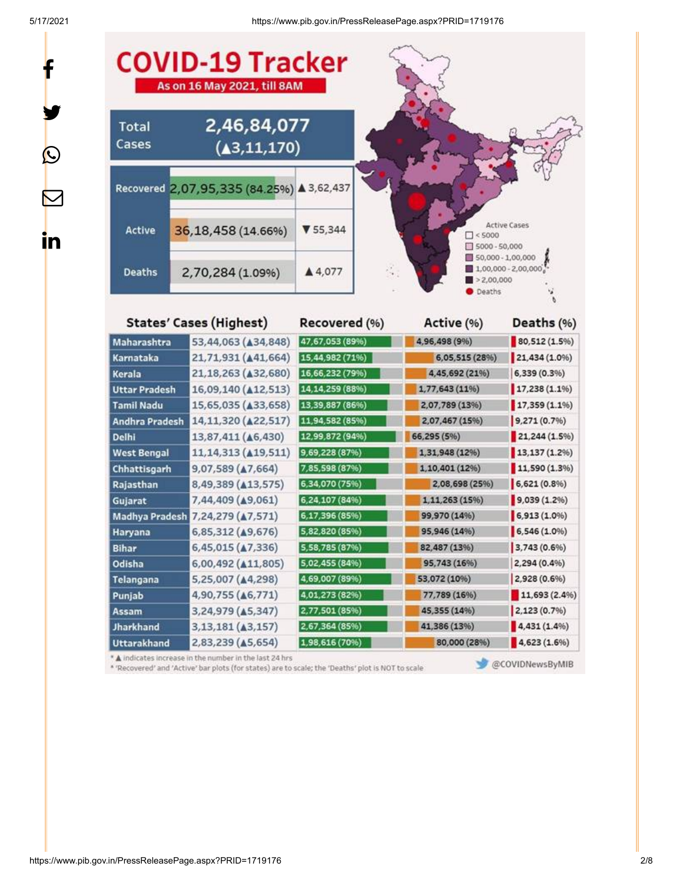# COVID-19 Tracker

**As on 16 May 2021, till 8AM**

| | | |
|---|---|---|
| Total Cases | 2,46,84,077 (▲3,11,170) | |
| Recovered | 2,07,95,335 (84.25%) | ▲3,62,437 |
| Active | 36,18,458 (14.66%) | ▼55,344 |
| Deaths | 2,70,284 (1.09%) | ▲4,077 |

Active Cases
- < 5000
- 5000 - 50,000
- 50,000 - 1,00,000
- 1,00,000 - 2,00,000
- > 2,00,000
- Deaths

| States' Cases (Highest) | | Recovered (%) | Active (%) | Deaths (%) |
|---|---|---|---|---|
| Maharashtra | 53,44,063 (▲34,848) | 47,67,053 (89%) | 4,96,498 (9%) | 80,512 (1.5%) |
| Karnataka | 21,71,931 (▲41,664) | 15,44,982 (71%) | 6,05,515 (28%) | 21,434 (1.0%) |
| Kerala | 21,18,263 (▲32,680) | 16,66,232 (79%) | 4,45,692 (21%) | 6,339 (0.3%) |
| Uttar Pradesh | 16,09,140 (▲12,513) | 14,14,259 (88%) | 1,77,643 (11%) | 17,238 (1.1%) |
| Tamil Nadu | 15,65,035 (▲33,658) | 13,39,887 (86%) | 2,07,789 (13%) | 17,359 (1.1%) |
| Andhra Pradesh | 14,11,320 (▲22,517) | 11,94,582 (85%) | 2,07,467 (15%) | 9,271 (0.7%) |
| Delhi | 13,87,411 (▲6,430) | 12,99,872 (94%) | 66,295 (5%) | 21,244 (1.5%) |
| West Bengal | 11,14,313 (▲19,511) | 9,69,228 (87%) | 1,31,948 (12%) | 13,137 (1.2%) |
| Chhattisgarh | 9,07,589 (▲7,664) | 7,85,598 (87%) | 1,10,401 (12%) | 11,590 (1.3%) |
| Rajasthan | 8,49,389 (▲13,575) | 6,34,070 (75%) | 2,08,698 (25%) | 6,621 (0.8%) |
| Gujarat | 7,44,409 (▲9,061) | 6,24,107 (84%) | 1,11,263 (15%) | 9,039 (1.2%) |
| Madhya Pradesh | 7,24,279 (▲7,571) | 6,17,396 (85%) | 99,970 (14%) | 6,913 (1.0%) |
| Haryana | 6,85,312 (▲9,676) | 5,82,820 (85%) | 95,946 (14%) | 6,546 (1.0%) |
| Bihar | 6,45,015 (▲7,336) | 5,58,785 (87%) | 82,487 (13%) | 3,743 (0.6%) |
| Odisha | 6,00,492 (▲11,805) | 5,02,455 (84%) | 95,743 (16%) | 2,294 (0.4%) |
| Telangana | 5,25,007 (▲4,298) | 4,69,007 (89%) | 53,072 (10%) | 2,928 (0.6%) |
| Punjab | 4,90,755 (▲6,771) | 4,01,273 (82%) | 77,789 (16%) | 11,693 (2.4%) |
| Assam | 3,24,979 (▲5,347) | 2,77,501 (85%) | 45,355 (14%) | 2,123 (0.7%) |
| Jharkhand | 3,13,181 (▲3,157) | 2,67,364 (85%) | 41,386 (13%) | 4,431 (1.4%) |
| Uttarakhand | 2,83,239 (▲5,654) | 1,98,616 (70%) | 80,000 (28%) | 4,623 (1.6%) |

* ▲ indicates increase in the number in the last 24 hrs

* 'Recovered' and 'Active' bar plots (for states) are to scale; the 'Deaths' plot is NOT to scale

@COVIDNewsByMIB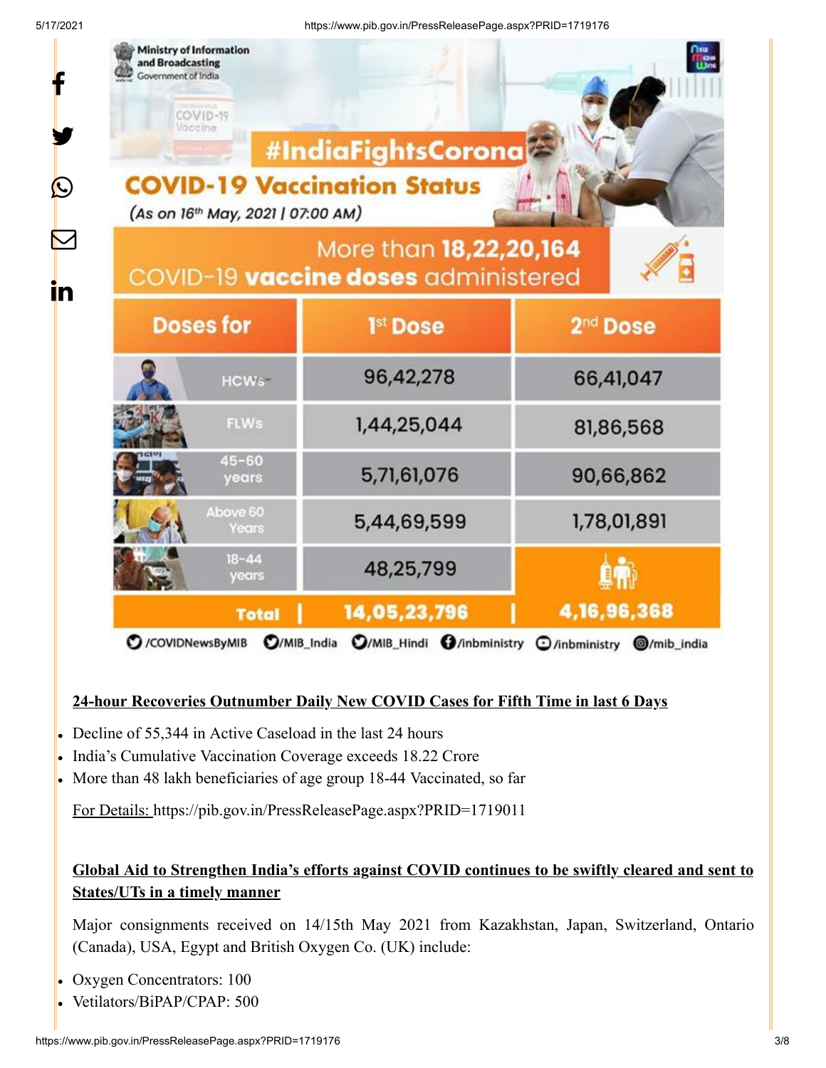#IndiaFightsCorona

**COVID-19 Vaccination Status**

(As on 16th May, 2021 | 07:00 AM)

More than **18,22,20,164** COVID-19 **vaccine doses** administered

| Doses for | 1st Dose | 2nd Dose |
|---|---|---|
| HCWs | 96,42,278 | 66,41,047 |
| FLWs | 1,44,25,044 | 81,86,568 |
| 45-60 years | 5,71,61,076 | 90,66,862 |
| Above 60 Years | 5,44,69,599 | 1,78,01,891 |
| 18-44 years | 48,25,799 | |
| **Total** | **14,05,23,796** | **4,16,96,368** |

/COVIDNewsByMIB /MIB_India /MIB_Hindi /inbministry /inbministry /mib_india

**24-hour Recoveries Outnumber Daily New COVID Cases for Fifth Time in last 6 Days**

- Decline of 55,344 in Active Caseload in the last 24 hours
- India's Cumulative Vaccination Coverage exceeds 18.22 Crore
- More than 48 lakh beneficiaries of age group 18-44 Vaccinated, so far

For Details: https://pib.gov.in/PressReleasePage.aspx?PRID=1719011

**Global Aid to Strengthen India's efforts against COVID continues to be swiftly cleared and sent to States/UTs in a timely manner**

Major consignments received on 14/15th May 2021 from Kazakhstan, Japan, Switzerland, Ontario (Canada), USA, Egypt and British Oxygen Co. (UK) include:

- Oxygen Concentrators: 100
- Vetilators/BiPAP/CPAP: 500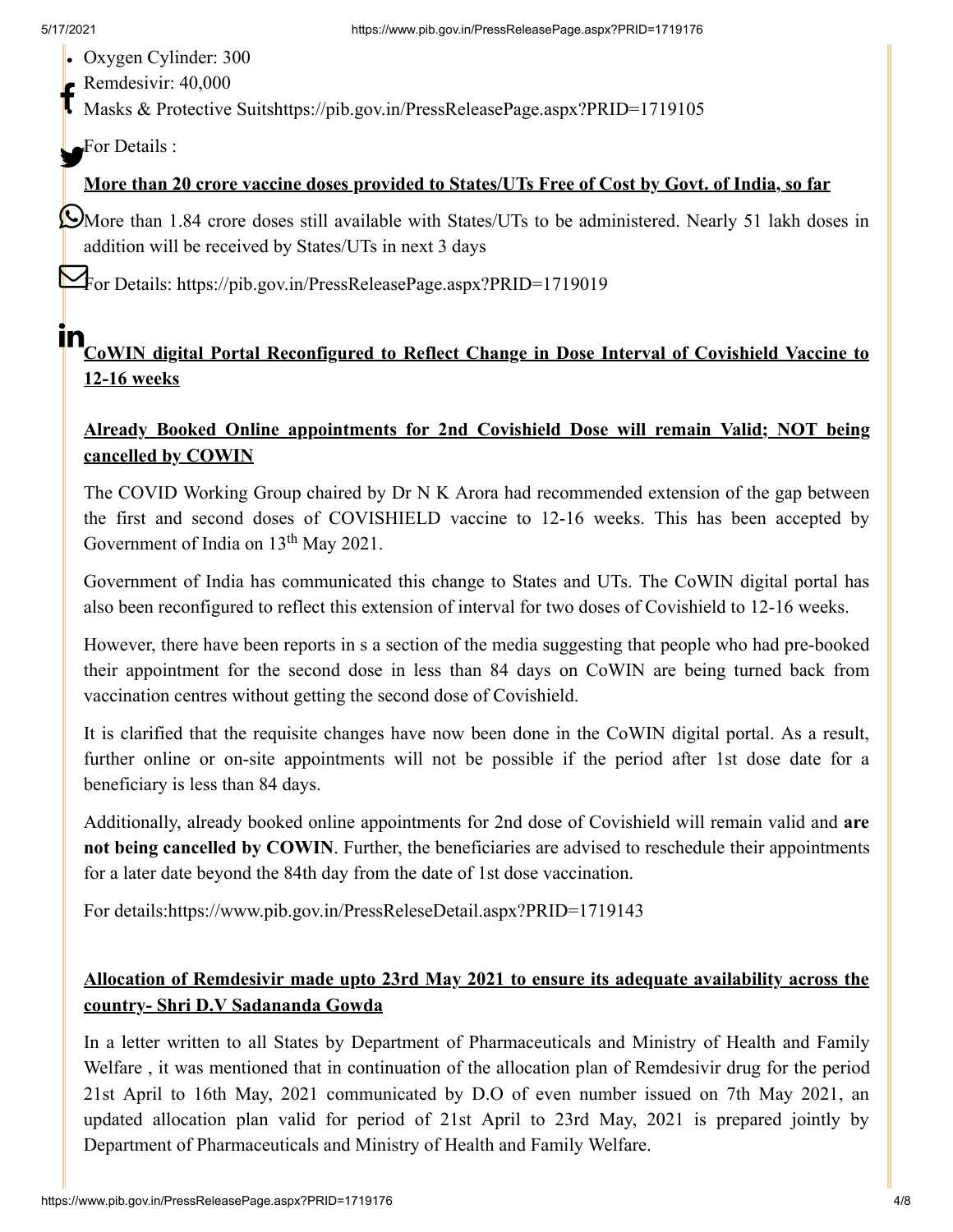- Oxygen Cylinder: 300
- Remdesivir: 40,000
- Masks & Protective Suitshttps://pib.gov.in/PressReleasePage.aspx?PRID=1719105

For Details :

**More than 20 crore vaccine doses provided to States/UTs Free of Cost by Govt. of India, so far**

More than 1.84 crore doses still available with States/UTs to be administered. Nearly 51 lakh doses in addition will be received by States/UTs in next 3 days

For Details: https://pib.gov.in/PressReleasePage.aspx?PRID=1719019

**CoWIN digital Portal Reconfigured to Reflect Change in Dose Interval of Covishield Vaccine to 12-16 weeks**

**Already Booked Online appointments for 2nd Covishield Dose will remain Valid; NOT being cancelled by COWIN**

The COVID Working Group chaired by Dr N K Arora had recommended extension of the gap between the first and second doses of COVISHIELD vaccine to 12-16 weeks. This has been accepted by Government of India on 13th May 2021.

Government of India has communicated this change to States and UTs. The CoWIN digital portal has also been reconfigured to reflect this extension of interval for two doses of Covishield to 12-16 weeks.

However, there have been reports in s a section of the media suggesting that people who had pre-booked their appointment for the second dose in less than 84 days on CoWIN are being turned back from vaccination centres without getting the second dose of Covishield.

It is clarified that the requisite changes have now been done in the CoWIN digital portal. As a result, further online or on-site appointments will not be possible if the period after 1st dose date for a beneficiary is less than 84 days.

Additionally, already booked online appointments for 2nd dose of Covishield will remain valid and **are not being cancelled by COWIN**. Further, the beneficiaries are advised to reschedule their appointments for a later date beyond the 84th day from the date of 1st dose vaccination.

For details:https://www.pib.gov.in/PressReleseDetail.aspx?PRID=1719143

**Allocation of Remdesivir made upto 23rd May 2021 to ensure its adequate availability across the country- Shri D.V Sadananda Gowda**

In a letter written to all States by Department of Pharmaceuticals and Ministry of Health and Family Welfare , it was mentioned that in continuation of the allocation plan of Remdesivir drug for the period 21st April to 16th May, 2021 communicated by D.O of even number issued on 7th May 2021, an updated allocation plan valid for period of 21st April to 23rd May, 2021 is prepared jointly by Department of Pharmaceuticals and Ministry of Health and Family Welfare.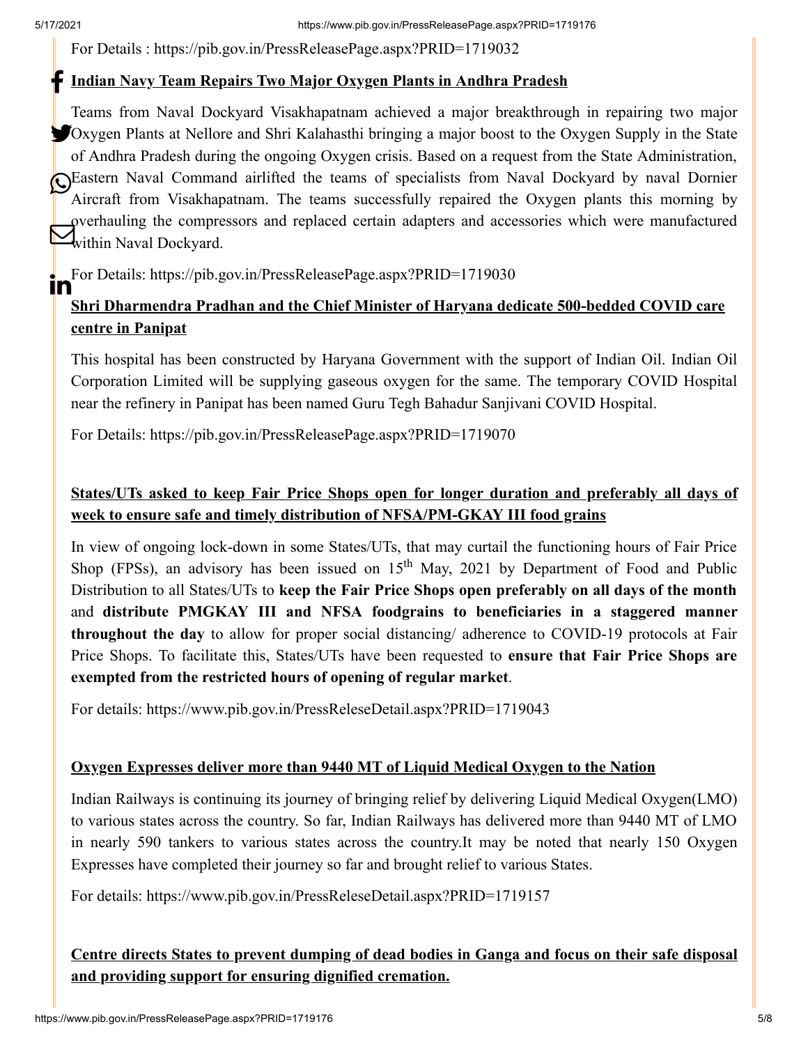For Details : https://pib.gov.in/PressReleasePage.aspx?PRID=1719032

**Indian Navy Team Repairs Two Major Oxygen Plants in Andhra Pradesh**

Teams from Naval Dockyard Visakhapatnam achieved a major breakthrough in repairing two major Oxygen Plants at Nellore and Shri Kalahasthi bringing a major boost to the Oxygen Supply in the State of Andhra Pradesh during the ongoing Oxygen crisis. Based on a request from the State Administration, Eastern Naval Command airlifted the teams of specialists from Naval Dockyard by naval Dornier Aircraft from Visakhapatnam. The teams successfully repaired the Oxygen plants this morning by overhauling the compressors and replaced certain adapters and accessories which were manufactured within Naval Dockyard.

For Details: https://pib.gov.in/PressReleasePage.aspx?PRID=1719030

**Shri Dharmendra Pradhan and the Chief Minister of Haryana dedicate 500-bedded COVID care centre in Panipat**

This hospital has been constructed by Haryana Government with the support of Indian Oil. Indian Oil Corporation Limited will be supplying gaseous oxygen for the same. The temporary COVID Hospital near the refinery in Panipat has been named Guru Tegh Bahadur Sanjivani COVID Hospital.

For Details: https://pib.gov.in/PressReleasePage.aspx?PRID=1719070

**States/UTs asked to keep Fair Price Shops open for longer duration and preferably all days of week to ensure safe and timely distribution of NFSA/PM-GKAY III food grains**

In view of ongoing lock-down in some States/UTs, that may curtail the functioning hours of Fair Price Shop (FPSs), an advisory has been issued on 15th May, 2021 by Department of Food and Public Distribution to all States/UTs to **keep the Fair Price Shops open preferably on all days of the month** and **distribute PMGKAY III and NFSA foodgrains to beneficiaries in a staggered manner throughout the day** to allow for proper social distancing/ adherence to COVID-19 protocols at Fair Price Shops. To facilitate this, States/UTs have been requested to **ensure that Fair Price Shops are exempted from the restricted hours of opening of regular market**.

For details: https://www.pib.gov.in/PressReleseDetail.aspx?PRID=1719043

**Oxygen Expresses deliver more than 9440 MT of Liquid Medical Oxygen to the Nation**

Indian Railways is continuing its journey of bringing relief by delivering Liquid Medical Oxygen(LMO) to various states across the country. So far, Indian Railways has delivered more than 9440 MT of LMO in nearly 590 tankers to various states across the country.It may be noted that nearly 150 Oxygen Expresses have completed their journey so far and brought relief to various States.

For details: https://www.pib.gov.in/PressReleseDetail.aspx?PRID=1719157

**Centre directs States to prevent dumping of dead bodies in Ganga and focus on their safe disposal and providing support for ensuring dignified cremation.**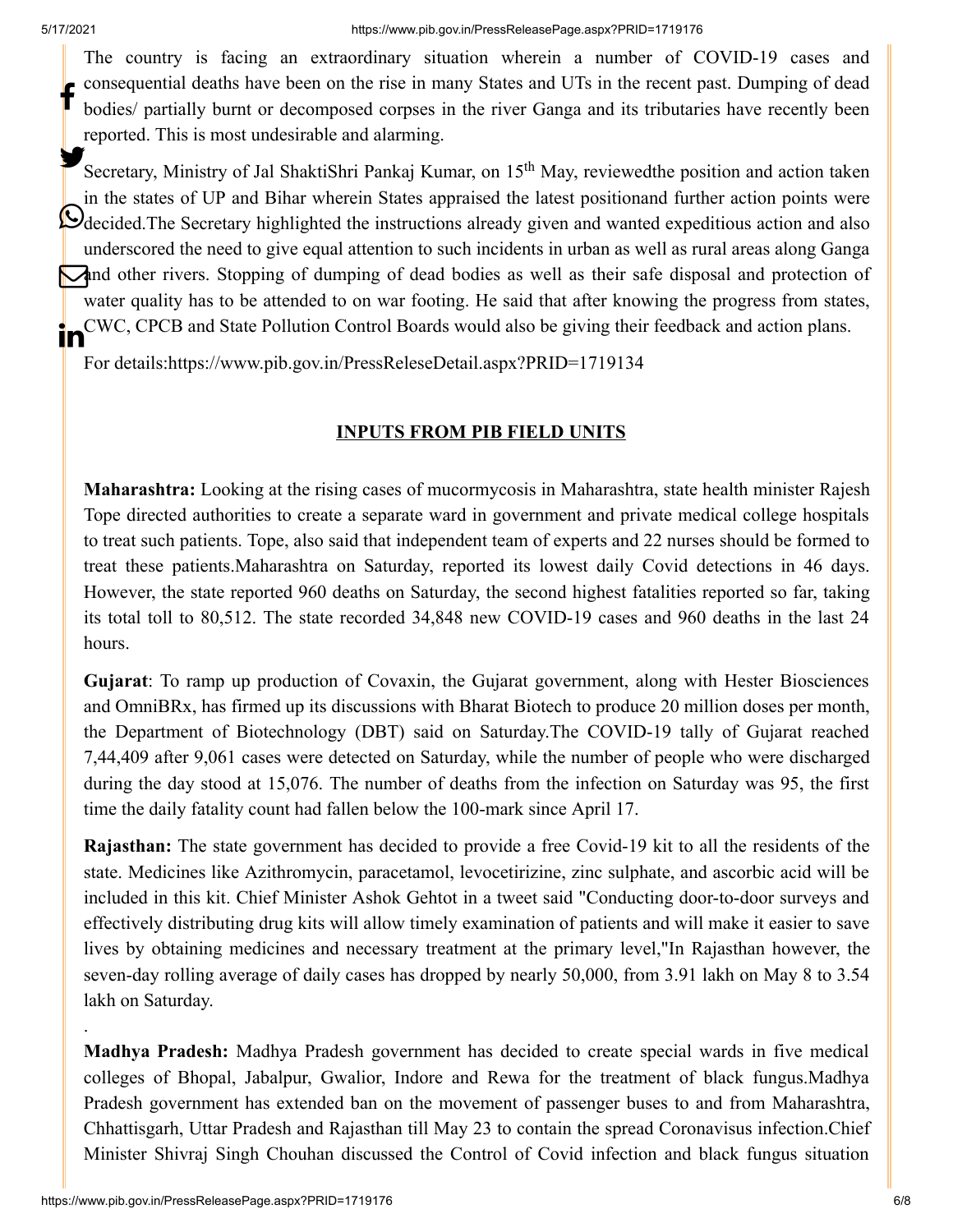The country is facing an extraordinary situation wherein a number of COVID-19 cases and consequential deaths have been on the rise in many States and UTs in the recent past. Dumping of dead bodies/ partially burnt or decomposed corpses in the river Ganga and its tributaries have recently been reported. This is most undesirable and alarming.

Secretary, Ministry of Jal ShaktiShri Pankaj Kumar, on 15th May, reviewedthe position and action taken in the states of UP and Bihar wherein States appraised the latest positionand further action points were decided.The Secretary highlighted the instructions already given and wanted expeditious action and also underscored the need to give equal attention to such incidents in urban as well as rural areas along Ganga and other rivers. Stopping of dumping of dead bodies as well as their safe disposal and protection of water quality has to be attended to on war footing. He said that after knowing the progress from states, CWC, CPCB and State Pollution Control Boards would also be giving their feedback and action plans.

For details:https://www.pib.gov.in/PressReleseDetail.aspx?PRID=1719134

## INPUTS FROM PIB FIELD UNITS

**Maharashtra:** Looking at the rising cases of mucormycosis in Maharashtra, state health minister Rajesh Tope directed authorities to create a separate ward in government and private medical college hospitals to treat such patients. Tope, also said that independent team of experts and 22 nurses should be formed to treat these patients.Maharashtra on Saturday, reported its lowest daily Covid detections in 46 days. However, the state reported 960 deaths on Saturday, the second highest fatalities reported so far, taking its total toll to 80,512. The state recorded 34,848 new COVID-19 cases and 960 deaths in the last 24 hours.

**Gujarat**: To ramp up production of Covaxin, the Gujarat government, along with Hester Biosciences and OmniBRx, has firmed up its discussions with Bharat Biotech to produce 20 million doses per month, the Department of Biotechnology (DBT) said on Saturday.The COVID-19 tally of Gujarat reached 7,44,409 after 9,061 cases were detected on Saturday, while the number of people who were discharged during the day stood at 15,076. The number of deaths from the infection on Saturday was 95, the first time the daily fatality count had fallen below the 100-mark since April 17.

**Rajasthan:** The state government has decided to provide a free Covid-19 kit to all the residents of the state. Medicines like Azithromycin, paracetamol, levocetirizine, zinc sulphate, and ascorbic acid will be included in this kit. Chief Minister Ashok Gehtot in a tweet said "Conducting door-to-door surveys and effectively distributing drug kits will allow timely examination of patients and will make it easier to save lives by obtaining medicines and necessary treatment at the primary level,"In Rajasthan however, the seven-day rolling average of daily cases has dropped by nearly 50,000, from 3.91 lakh on May 8 to 3.54 lakh on Saturday.

.

**Madhya Pradesh:** Madhya Pradesh government has decided to create special wards in five medical colleges of Bhopal, Jabalpur, Gwalior, Indore and Rewa for the treatment of black fungus.Madhya Pradesh government has extended ban on the movement of passenger buses to and from Maharashtra, Chhattisgarh, Uttar Pradesh and Rajasthan till May 23 to contain the spread Coronavisus infection.Chief Minister Shivraj Singh Chouhan discussed the Control of Covid infection and black fungus situation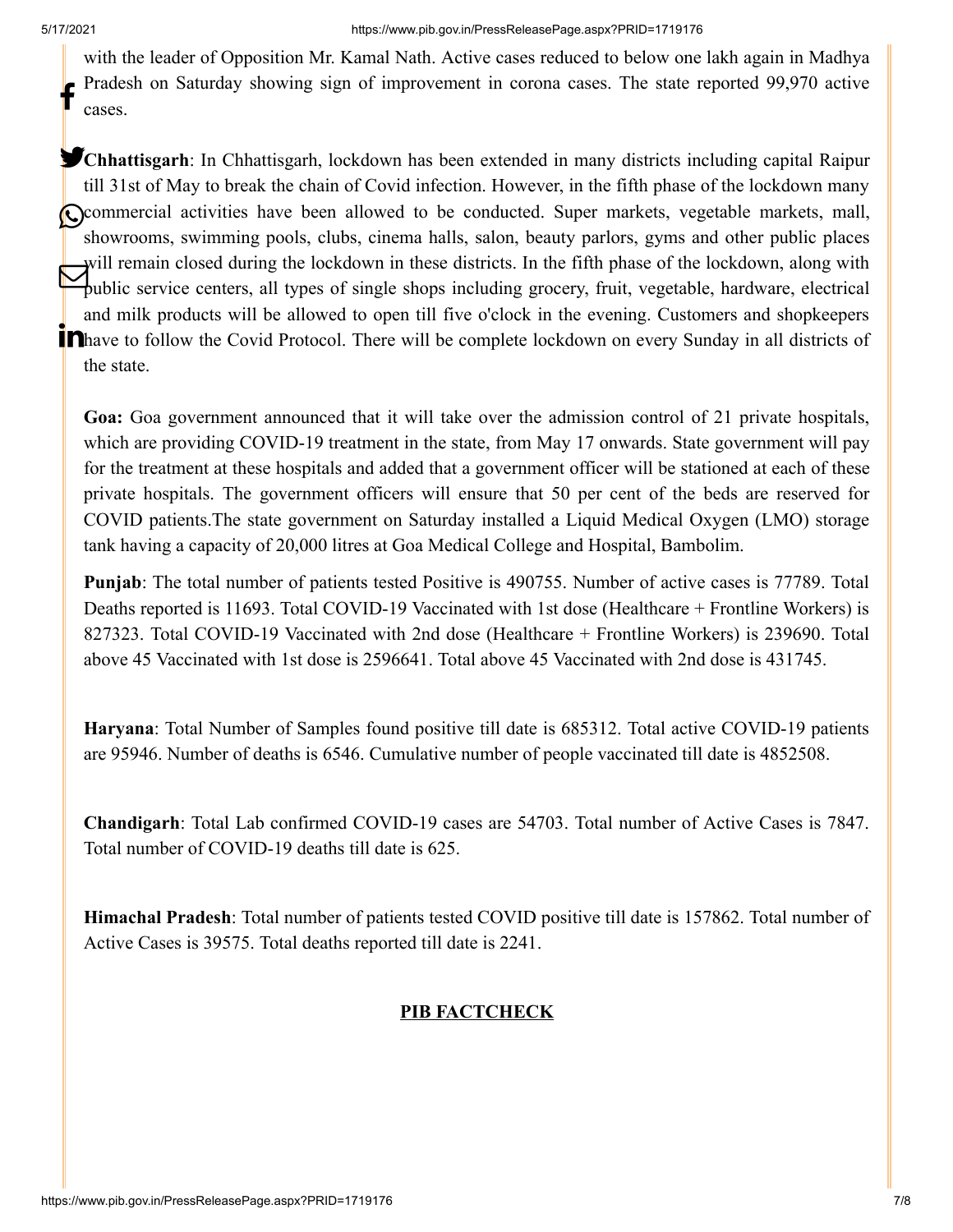with the leader of Opposition Mr. Kamal Nath. Active cases reduced to below one lakh again in Madhya Pradesh on Saturday showing sign of improvement in corona cases. The state reported 99,970 active cases.

**Chhattisgarh**: In Chhattisgarh, lockdown has been extended in many districts including capital Raipur till 31st of May to break the chain of Covid infection. However, in the fifth phase of the lockdown many commercial activities have been allowed to be conducted. Super markets, vegetable markets, mall, showrooms, swimming pools, clubs, cinema halls, salon, beauty parlors, gyms and other public places will remain closed during the lockdown in these districts. In the fifth phase of the lockdown, along with public service centers, all types of single shops including grocery, fruit, vegetable, hardware, electrical and milk products will be allowed to open till five o'clock in the evening. Customers and shopkeepers have to follow the Covid Protocol. There will be complete lockdown on every Sunday in all districts of the state.

**Goa:** Goa government announced that it will take over the admission control of 21 private hospitals, which are providing COVID-19 treatment in the state, from May 17 onwards. State government will pay for the treatment at these hospitals and added that a government officer will be stationed at each of these private hospitals. The government officers will ensure that 50 per cent of the beds are reserved for COVID patients.The state government on Saturday installed a Liquid Medical Oxygen (LMO) storage tank having a capacity of 20,000 litres at Goa Medical College and Hospital, Bambolim.

**Punjab**: The total number of patients tested Positive is 490755. Number of active cases is 77789. Total Deaths reported is 11693. Total COVID-19 Vaccinated with 1st dose (Healthcare + Frontline Workers) is 827323. Total COVID-19 Vaccinated with 2nd dose (Healthcare + Frontline Workers) is 239690. Total above 45 Vaccinated with 1st dose is 2596641. Total above 45 Vaccinated with 2nd dose is 431745.

**Haryana**: Total Number of Samples found positive till date is 685312. Total active COVID-19 patients are 95946. Number of deaths is 6546. Cumulative number of people vaccinated till date is 4852508.

**Chandigarh**: Total Lab confirmed COVID-19 cases are 54703. Total number of Active Cases is 7847. Total number of COVID-19 deaths till date is 625.

**Himachal Pradesh**: Total number of patients tested COVID positive till date is 157862. Total number of Active Cases is 39575. Total deaths reported till date is 2241.

**PIB FACTCHECK**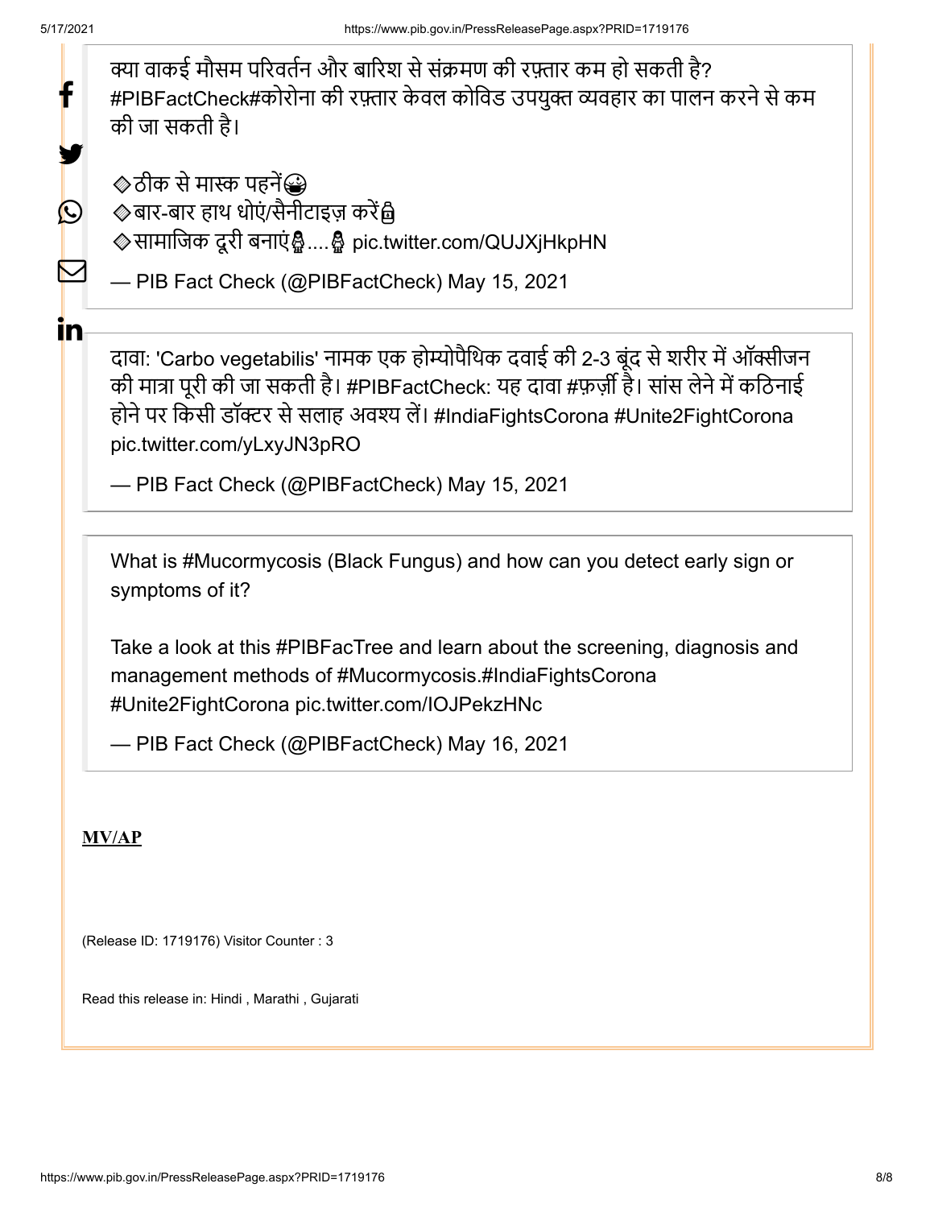क्या वाकई मौसम परिवर्तन और बारिश से संक्रमण की रफ़्तार कम हो सकती है? #PIBFactCheck#कोरोना की रफ़्तार केवल कोविड उपयुक्त व्यवहार का पालन करने से कम की जा सकती है।

◈ठीक से मास्क पहनें😷
◈बार-बार हाथ धोएं/सैनीटाइज़ करें🧴
◈सामाजिक दूरी बनाएं🧍....🧍 pic.twitter.com/QUJXjHkpHN

— PIB Fact Check (@PIBFactCheck) May 15, 2021

दावा: 'Carbo vegetabilis' नामक एक होम्योपैथिक दवाई की 2-3 बूंद से शरीर में ऑक्सीजन की मात्रा पूरी की जा सकती है। #PIBFactCheck: यह दावा #फ़र्ज़ी है। सांस लेने में कठिनाई होने पर किसी डॉक्टर से सलाह अवश्य लें। #IndiaFightsCorona #Unite2FightCorona pic.twitter.com/yLxyJN3pRO

— PIB Fact Check (@PIBFactCheck) May 15, 2021

What is #Mucormycosis (Black Fungus) and how can you detect early sign or symptoms of it?

Take a look at this #PIBFacTree and learn about the screening, diagnosis and management methods of #Mucormycosis.#IndiaFightsCorona #Unite2FightCorona pic.twitter.com/IOJPekzHNc

— PIB Fact Check (@PIBFactCheck) May 16, 2021

**MV/AP**

(Release ID: 1719176) Visitor Counter : 3

Read this release in: Hindi , Marathi , Gujarati